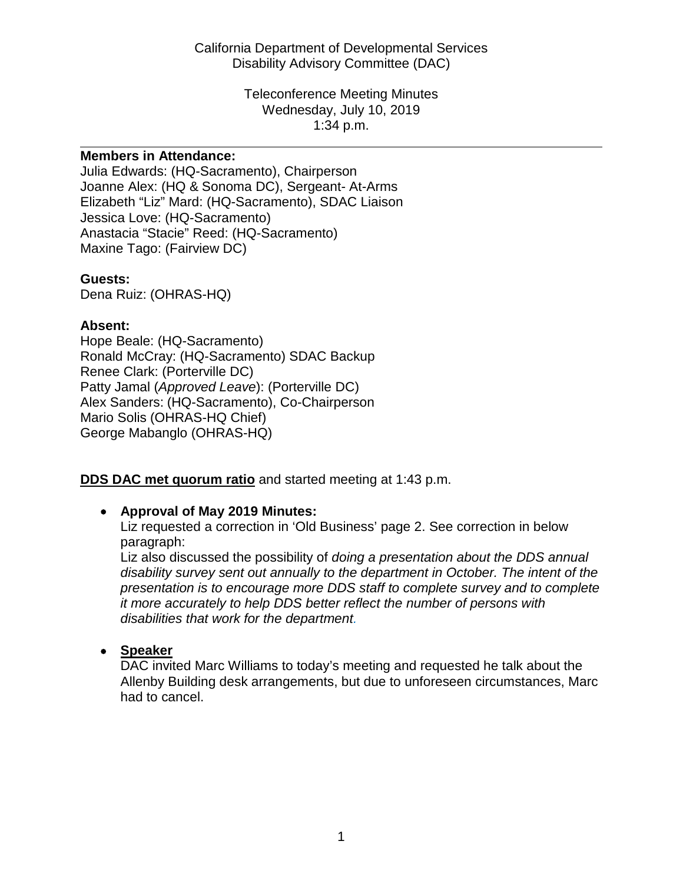California Department of Developmental Services
Disability Advisory Committee (DAC)

Teleconference Meeting Minutes
Wednesday, July 10, 2019
1:34 p.m.

---

**Members in Attendance:**
Julia Edwards: (HQ-Sacramento), Chairperson
Joanne Alex: (HQ & Sonoma DC), Sergeant- At-Arms
Elizabeth "Liz" Mard: (HQ-Sacramento), SDAC Liaison
Jessica Love: (HQ-Sacramento)
Anastacia "Stacie" Reed: (HQ-Sacramento)
Maxine Tago: (Fairview DC)

**Guests:**
Dena Ruiz: (OHRAS-HQ)

**Absent:**
Hope Beale: (HQ-Sacramento)
Ronald McCray: (HQ-Sacramento) SDAC Backup
Renee Clark: (Porterville DC)
Patty Jamal (*Approved Leave*): (Porterville DC)
Alex Sanders: (HQ-Sacramento), Co-Chairperson
Mario Solis (OHRAS-HQ Chief)
George Mabanglo (OHRAS-HQ)

**DDS DAC met quorum ratio** and started meeting at 1:43 p.m.

- **Approval of May 2019 Minutes:**
  Liz requested a correction in 'Old Business' page 2. See correction in below paragraph:
  Liz also discussed the possibility of *doing a presentation about the DDS annual disability survey sent out annually to the department in October. The intent of the presentation is to encourage more DDS staff to complete survey and to complete it more accurately to help DDS better reflect the number of persons with disabilities that work for the department.*

- **Speaker**
  DAC invited Marc Williams to today's meeting and requested he talk about the Allenby Building desk arrangements, but due to unforeseen circumstances, Marc had to cancel.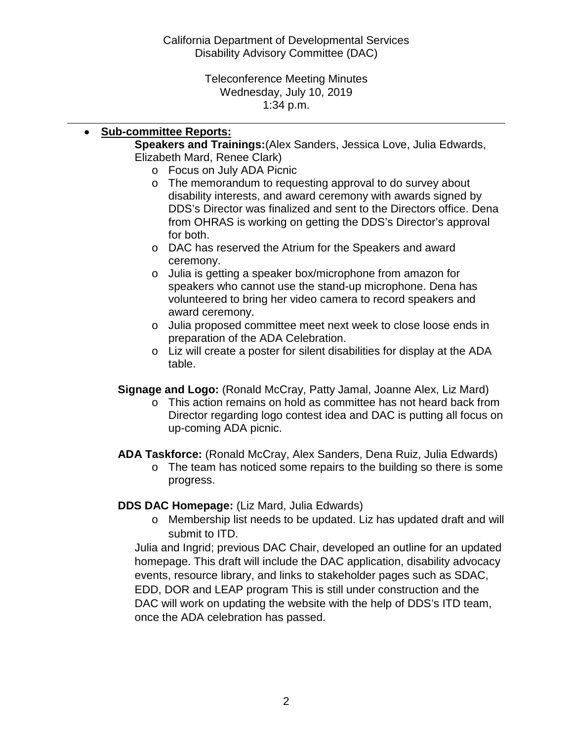California Department of Developmental Services
Disability Advisory Committee (DAC)

Teleconference Meeting Minutes
Wednesday, July 10, 2019
1:34 p.m.

---

- **Sub-committee Reports:**

  **Speakers and Trainings:**(Alex Sanders, Jessica Love, Julia Edwards, Elizabeth Mard, Renee Clark)

  - Focus on July ADA Picnic
  - The memorandum to requesting approval to do survey about disability interests, and award ceremony with awards signed by DDS's Director was finalized and sent to the Directors office. Dena from OHRAS is working on getting the DDS's Director's approval for both.
  - DAC has reserved the Atrium for the Speakers and award ceremony.
  - Julia is getting a speaker box/microphone from amazon for speakers who cannot use the stand-up microphone. Dena has volunteered to bring her video camera to record speakers and award ceremony.
  - Julia proposed committee meet next week to close loose ends in preparation of the ADA Celebration.
  - Liz will create a poster for silent disabilities for display at the ADA table.

  **Signage and Logo:** (Ronald McCray, Patty Jamal, Joanne Alex, Liz Mard)

  - This action remains on hold as committee has not heard back from Director regarding logo contest idea and DAC is putting all focus on up-coming ADA picnic.

  **ADA Taskforce:** (Ronald McCray, Alex Sanders, Dena Ruiz, Julia Edwards)

  - The team has noticed some repairs to the building so there is some progress.

  **DDS DAC Homepage:** (Liz Mard, Julia Edwards)

  - Membership list needs to be updated. Liz has updated draft and will submit to ITD.

  Julia and Ingrid; previous DAC Chair, developed an outline for an updated homepage. This draft will include the DAC application, disability advocacy events, resource library, and links to stakeholder pages such as SDAC, EDD, DOR and LEAP program This is still under construction and the DAC will work on updating the website with the help of DDS's ITD team, once the ADA celebration has passed.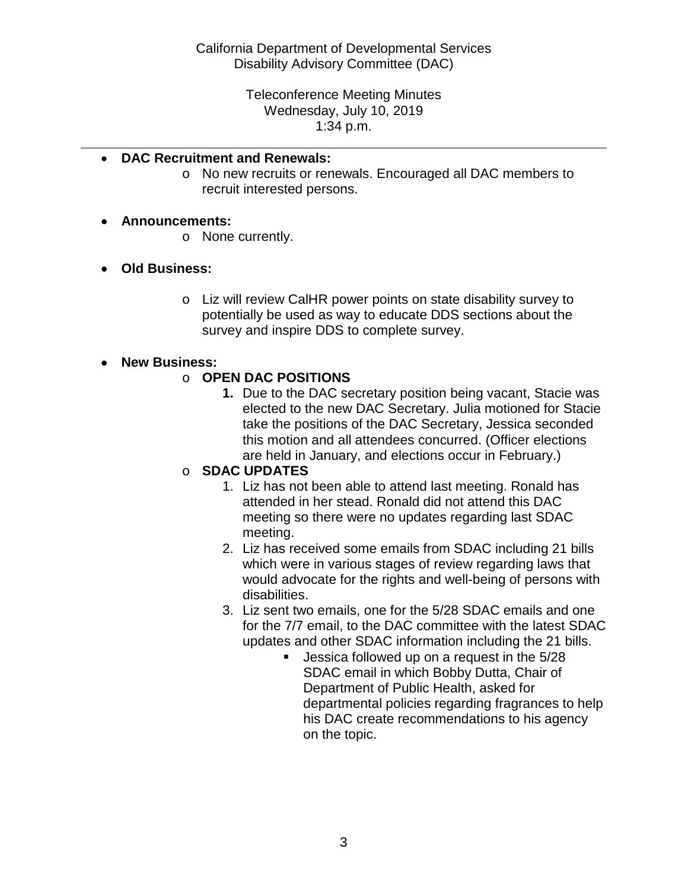California Department of Developmental Services
Disability Advisory Committee (DAC)

Teleconference Meeting Minutes
Wednesday, July 10, 2019
1:34 p.m.

---

- **DAC Recruitment and Renewals:**
  - No new recruits or renewals. Encouraged all DAC members to recruit interested persons.

- **Announcements:**
  - None currently.

- **Old Business:**
  - Liz will review CalHR power points on state disability survey to potentially be used as way to educate DDS sections about the survey and inspire DDS to complete survey.

- **New Business:**
  - **OPEN DAC POSITIONS**
    1. Due to the DAC secretary position being vacant, Stacie was elected to the new DAC Secretary. Julia motioned for Stacie take the positions of the DAC Secretary, Jessica seconded this motion and all attendees concurred. (Officer elections are held in January, and elections occur in February.)
  - **SDAC UPDATES**
    1. Liz has not been able to attend last meeting. Ronald has attended in her stead. Ronald did not attend this DAC meeting so there were no updates regarding last SDAC meeting.
    2. Liz has received some emails from SDAC including 21 bills which were in various stages of review regarding laws that would advocate for the rights and well-being of persons with disabilities.
    3. Liz sent two emails, one for the 5/28 SDAC emails and one for the 7/7 email, to the DAC committee with the latest SDAC updates and other SDAC information including the 21 bills.
       - Jessica followed up on a request in the 5/28 SDAC email in which Bobby Dutta, Chair of Department of Public Health, asked for departmental policies regarding fragrances to help his DAC create recommendations to his agency on the topic.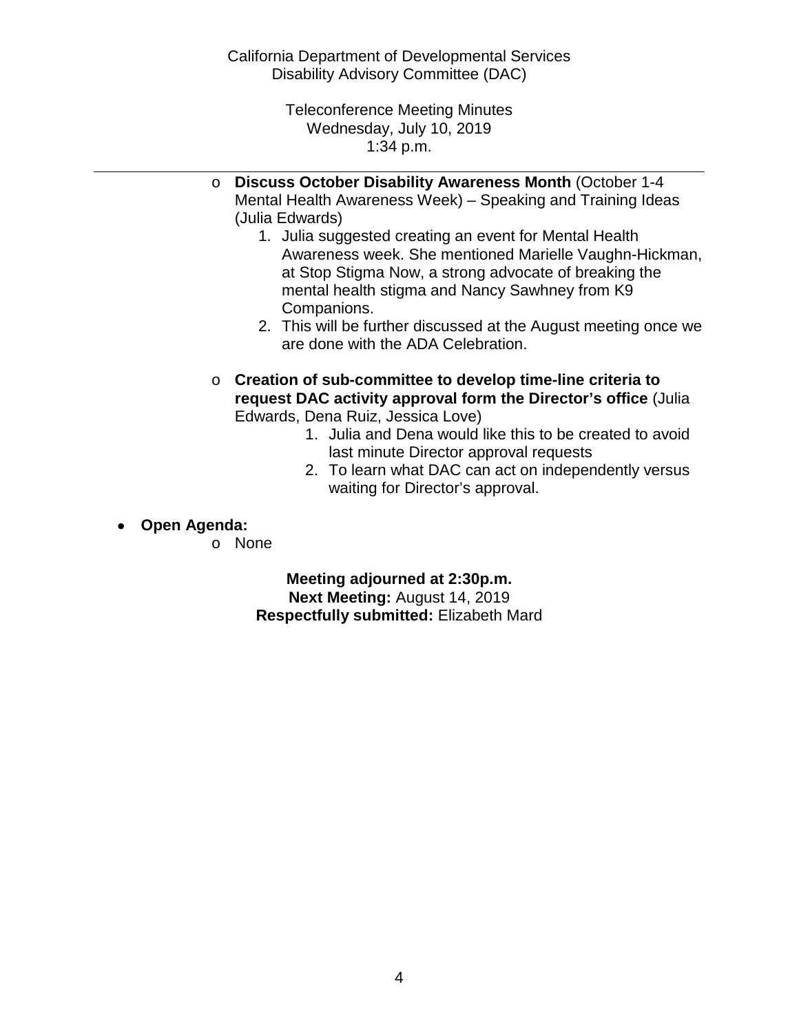California Department of Developmental Services
Disability Advisory Committee (DAC)

Teleconference Meeting Minutes
Wednesday, July 10, 2019
1:34 p.m.

---

- **Discuss October Disability Awareness Month** (October 1-4 Mental Health Awareness Week) – Speaking and Training Ideas (Julia Edwards)
  1. Julia suggested creating an event for Mental Health Awareness week. She mentioned Marielle Vaughn-Hickman, at Stop Stigma Now, a strong advocate of breaking the mental health stigma and Nancy Sawhney from K9 Companions.
  2. This will be further discussed at the August meeting once we are done with the ADA Celebration.

- **Creation of sub-committee to develop time-line criteria to request DAC activity approval form the Director's office** (Julia Edwards, Dena Ruiz, Jessica Love)
  1. Julia and Dena would like this to be created to avoid last minute Director approval requests
  2. To learn what DAC can act on independently versus waiting for Director's approval.

- **Open Agenda:**
  - None

**Meeting adjourned at 2:30p.m.**
**Next Meeting:** August 14, 2019
**Respectfully submitted:** Elizabeth Mard